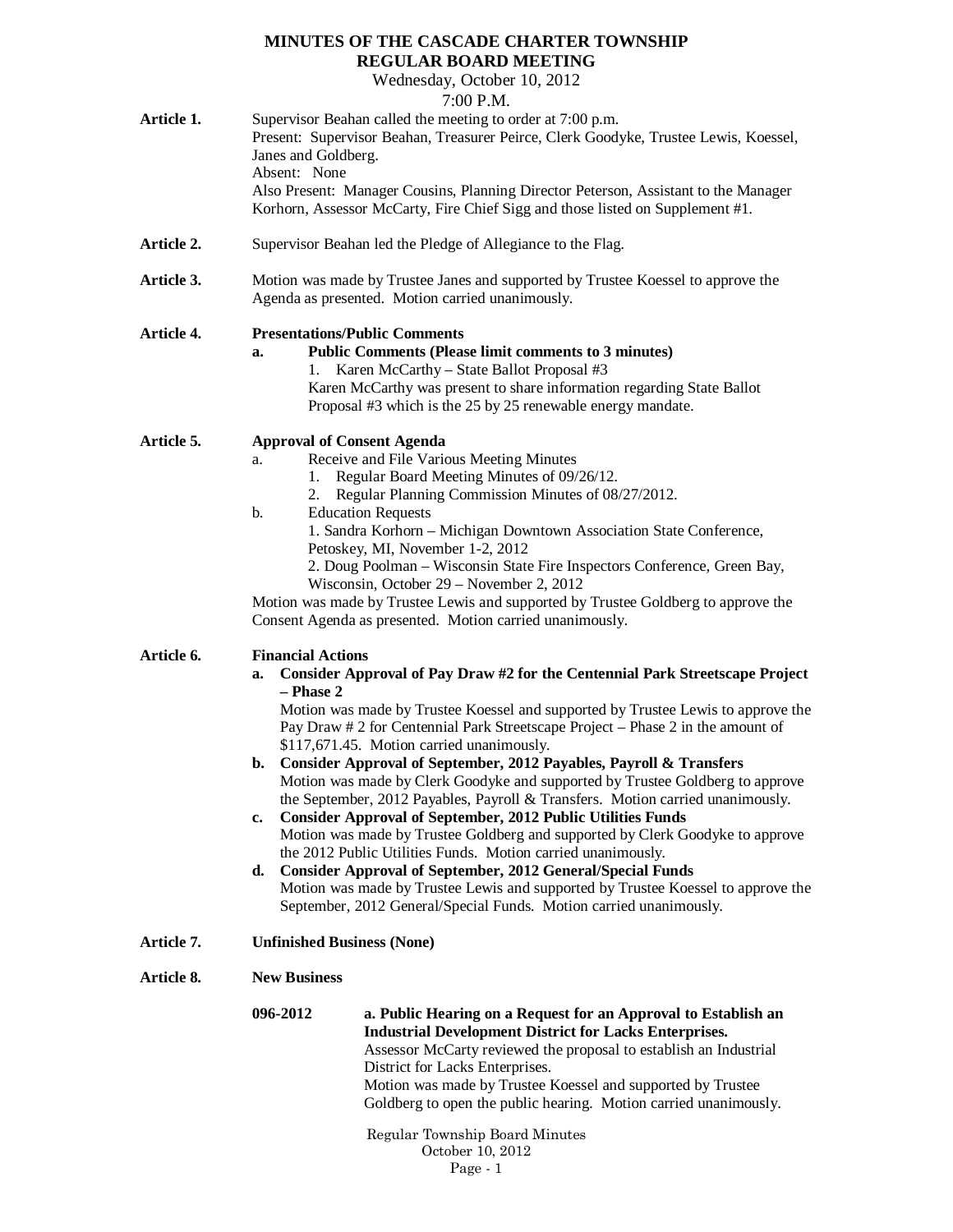# MINUTES OF THE CASCADE CHARTER TOWNSHIP
# REGULAR BOARD MEETING

Wednesday, October 10, 2012

7:00 P.M.

**Article 1.** Supervisor Beahan called the meeting to order at 7:00 p.m.
Present: Supervisor Beahan, Treasurer Peirce, Clerk Goodyke, Trustee Lewis, Koessel, Janes and Goldberg.
Absent: None
Also Present: Manager Cousins, Planning Director Peterson, Assistant to the Manager Korhorn, Assessor McCarty, Fire Chief Sigg and those listed on Supplement #1.

**Article 2.** Supervisor Beahan led the Pledge of Allegiance to the Flag.

**Article 3.** Motion was made by Trustee Janes and supported by Trustee Koessel to approve the Agenda as presented. Motion carried unanimously.

**Article 4.** **Presentations/Public Comments**

- **a. Public Comments (Please limit comments to 3 minutes)**
  1. Karen McCarthy – State Ballot Proposal #3

  Karen McCarthy was present to share information regarding State Ballot Proposal #3 which is the 25 by 25 renewable energy mandate.

**Article 5.** **Approval of Consent Agenda**

- a. Receive and File Various Meeting Minutes
  1. Regular Board Meeting Minutes of 09/26/12.
  2. Regular Planning Commission Minutes of 08/27/2012.
- b. Education Requests
  1. Sandra Korhorn – Michigan Downtown Association State Conference, Petoskey, MI, November 1-2, 2012
  2. Doug Poolman – Wisconsin State Fire Inspectors Conference, Green Bay, Wisconsin, October 29 – November 2, 2012

Motion was made by Trustee Lewis and supported by Trustee Goldberg to approve the Consent Agenda as presented. Motion carried unanimously.

**Article 6.** **Financial Actions**

- **a. Consider Approval of Pay Draw #2 for the Centennial Park Streetscape Project – Phase 2**
  Motion was made by Trustee Koessel and supported by Trustee Lewis to approve the Pay Draw # 2 for Centennial Park Streetscape Project – Phase 2 in the amount of $117,671.45. Motion carried unanimously.
- **b. Consider Approval of September, 2012 Payables, Payroll & Transfers**
  Motion was made by Clerk Goodyke and supported by Trustee Goldberg to approve the September, 2012 Payables, Payroll & Transfers. Motion carried unanimously.
- **c. Consider Approval of September, 2012 Public Utilities Funds**
  Motion was made by Trustee Goldberg and supported by Clerk Goodyke to approve the 2012 Public Utilities Funds. Motion carried unanimously.
- **d. Consider Approval of September, 2012 General/Special Funds**
  Motion was made by Trustee Lewis and supported by Trustee Koessel to approve the September, 2012 General/Special Funds. Motion carried unanimously.

**Article 7.** **Unfinished Business (None)**

**Article 8.** **New Business**

**096-2012** **a. Public Hearing on a Request for an Approval to Establish an Industrial Development District for Lacks Enterprises.**
Assessor McCarty reviewed the proposal to establish an Industrial District for Lacks Enterprises.
Motion was made by Trustee Koessel and supported by Trustee Goldberg to open the public hearing. Motion carried unanimously.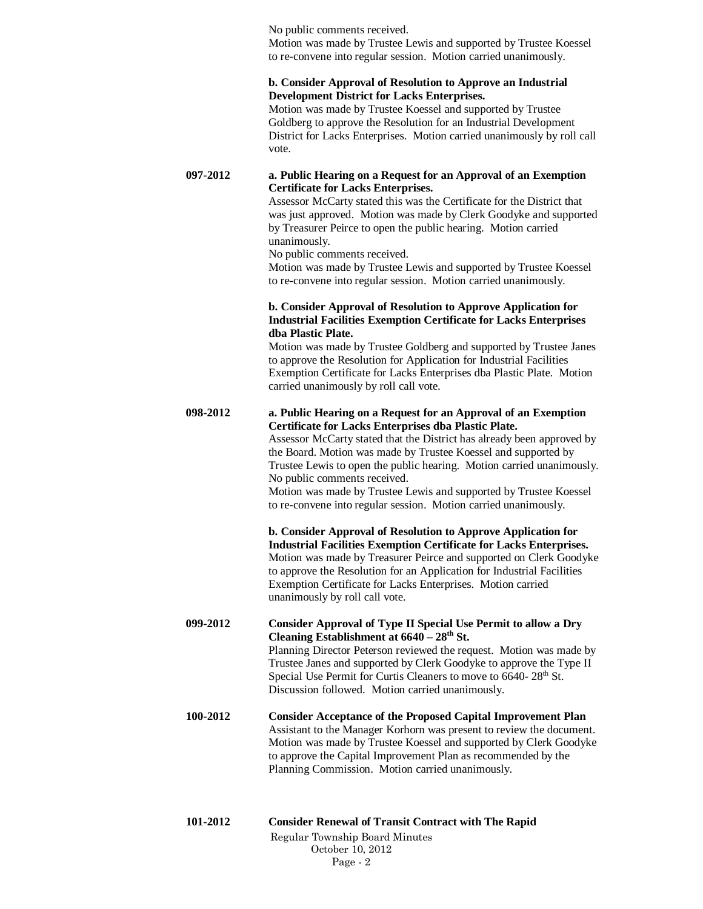No public comments received.
Motion was made by Trustee Lewis and supported by Trustee Koessel to re-convene into regular session. Motion carried unanimously.

**b. Consider Approval of Resolution to Approve an Industrial Development District for Lacks Enterprises.**
Motion was made by Trustee Koessel and supported by Trustee Goldberg to approve the Resolution for an Industrial Development District for Lacks Enterprises. Motion carried unanimously by roll call vote.

**097-2012** **a. Public Hearing on a Request for an Approval of an Exemption Certificate for Lacks Enterprises.**
Assessor McCarty stated this was the Certificate for the District that was just approved. Motion was made by Clerk Goodyke and supported by Treasurer Peirce to open the public hearing. Motion carried unanimously.
No public comments received.
Motion was made by Trustee Lewis and supported by Trustee Koessel to re-convene into regular session. Motion carried unanimously.

**b. Consider Approval of Resolution to Approve Application for Industrial Facilities Exemption Certificate for Lacks Enterprises dba Plastic Plate.**
Motion was made by Trustee Goldberg and supported by Trustee Janes to approve the Resolution for Application for Industrial Facilities Exemption Certificate for Lacks Enterprises dba Plastic Plate. Motion carried unanimously by roll call vote.

**098-2012** **a. Public Hearing on a Request for an Approval of an Exemption Certificate for Lacks Enterprises dba Plastic Plate.**
Assessor McCarty stated that the District has already been approved by the Board. Motion was made by Trustee Koessel and supported by Trustee Lewis to open the public hearing. Motion carried unanimously.
No public comments received.
Motion was made by Trustee Lewis and supported by Trustee Koessel to re-convene into regular session. Motion carried unanimously.

**b. Consider Approval of Resolution to Approve Application for Industrial Facilities Exemption Certificate for Lacks Enterprises.**
Motion was made by Treasurer Peirce and supported on Clerk Goodyke to approve the Resolution for an Application for Industrial Facilities Exemption Certificate for Lacks Enterprises. Motion carried unanimously by roll call vote.

**099-2012** **Consider Approval of Type II Special Use Permit to allow a Dry Cleaning Establishment at 6640 – 28th St.**
Planning Director Peterson reviewed the request. Motion was made by Trustee Janes and supported by Clerk Goodyke to approve the Type II Special Use Permit for Curtis Cleaners to move to 6640- 28th St. Discussion followed. Motion carried unanimously.

**100-2012** **Consider Acceptance of the Proposed Capital Improvement Plan**
Assistant to the Manager Korhorn was present to review the document. Motion was made by Trustee Koessel and supported by Clerk Goodyke to approve the Capital Improvement Plan as recommended by the Planning Commission. Motion carried unanimously.

**101-2012** **Consider Renewal of Transit Contract with The Rapid**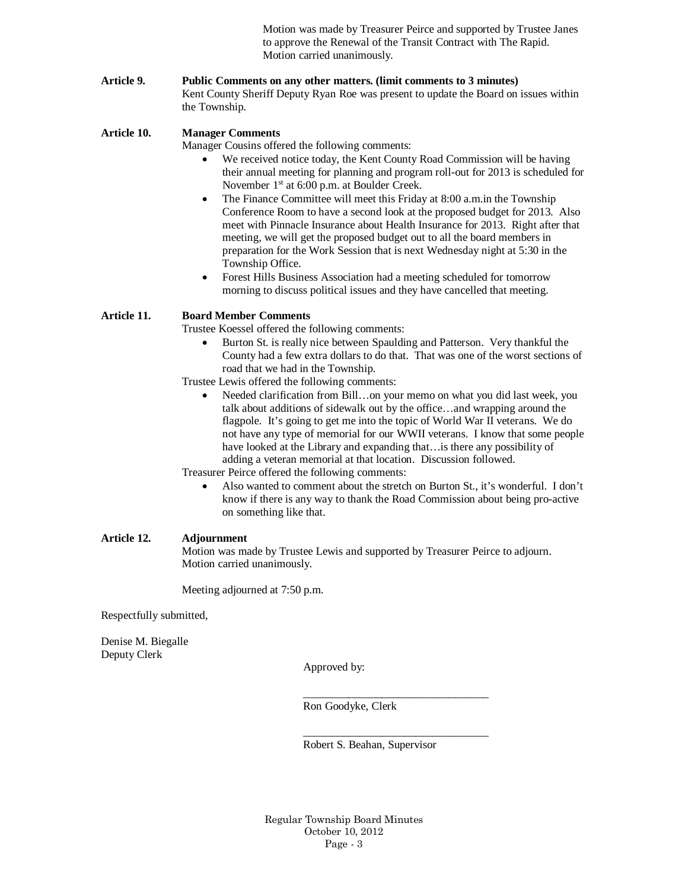Motion was made by Treasurer Peirce and supported by Trustee Janes to approve the Renewal of the Transit Contract with The Rapid. Motion carried unanimously.

**Article 9. Public Comments on any other matters. (limit comments to 3 minutes)**

Kent County Sheriff Deputy Ryan Roe was present to update the Board on issues within the Township.

**Article 10. Manager Comments**

Manager Cousins offered the following comments:

- We received notice today, the Kent County Road Commission will be having their annual meeting for planning and program roll-out for 2013 is scheduled for November 1st at 6:00 p.m. at Boulder Creek.
- The Finance Committee will meet this Friday at 8:00 a.m.in the Township Conference Room to have a second look at the proposed budget for 2013. Also meet with Pinnacle Insurance about Health Insurance for 2013. Right after that meeting, we will get the proposed budget out to all the board members in preparation for the Work Session that is next Wednesday night at 5:30 in the Township Office.
- Forest Hills Business Association had a meeting scheduled for tomorrow morning to discuss political issues and they have cancelled that meeting.

**Article 11. Board Member Comments**

Trustee Koessel offered the following comments:

- Burton St. is really nice between Spaulding and Patterson. Very thankful the County had a few extra dollars to do that. That was one of the worst sections of road that we had in the Township.

Trustee Lewis offered the following comments:

- Needed clarification from Bill…on your memo on what you did last week, you talk about additions of sidewalk out by the office…and wrapping around the flagpole. It's going to get me into the topic of World War II veterans. We do not have any type of memorial for our WWII veterans. I know that some people have looked at the Library and expanding that…is there any possibility of adding a veteran memorial at that location. Discussion followed.

Treasurer Peirce offered the following comments:

- Also wanted to comment about the stretch on Burton St., it's wonderful. I don't know if there is any way to thank the Road Commission about being pro-active on something like that.

**Article 12. Adjournment**

Motion was made by Trustee Lewis and supported by Treasurer Peirce to adjourn. Motion carried unanimously.

Meeting adjourned at 7:50 p.m.

Respectfully submitted,

Denise M. Biegalle
Deputy Clerk

Approved by:

\_\_\_\_\_\_\_\_\_\_\_\_\_\_\_\_\_\_\_\_\_\_\_\_\_\_\_\_\_\_\_\_\_
Ron Goodyke, Clerk

\_\_\_\_\_\_\_\_\_\_\_\_\_\_\_\_\_\_\_\_\_\_\_\_\_\_\_\_\_\_\_\_\_
Robert S. Beahan, Supervisor